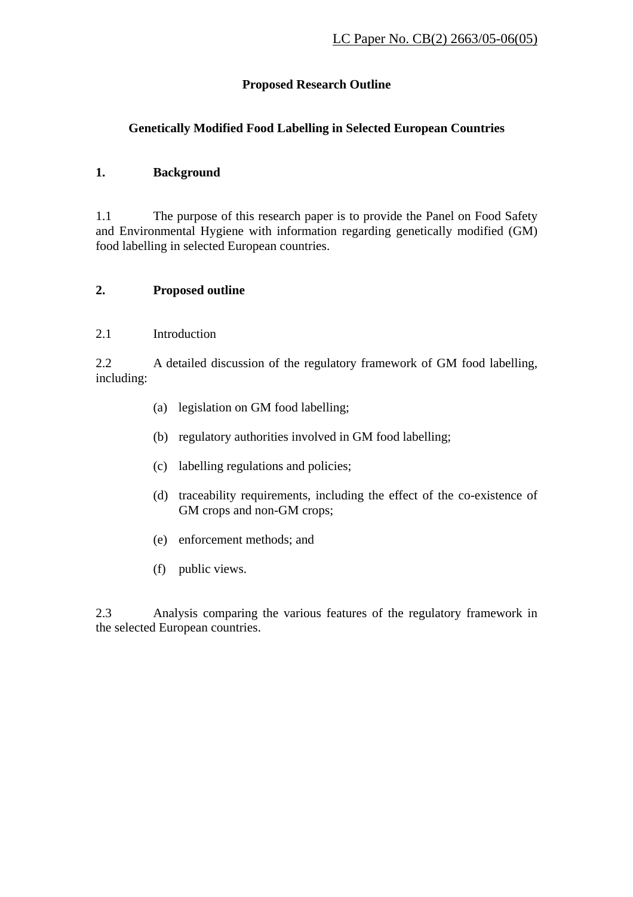LC Paper No. CB(2) 2663/05-06(05)

# Proposed Research Outline

## Genetically Modified Food Labelling in Selected European Countries

### 1. Background

1.1 The purpose of this research paper is to provide the Panel on Food Safety and Environmental Hygiene with information regarding genetically modified (GM) food labelling in selected European countries.

### 2. Proposed outline

2.1 Introduction

2.2 A detailed discussion of the regulatory framework of GM food labelling, including:

(a) legislation on GM food labelling;

(b) regulatory authorities involved in GM food labelling;

(c) labelling regulations and policies;

(d) traceability requirements, including the effect of the co-existence of GM crops and non-GM crops;

(e) enforcement methods; and

(f) public views.

2.3 Analysis comparing the various features of the regulatory framework in the selected European countries.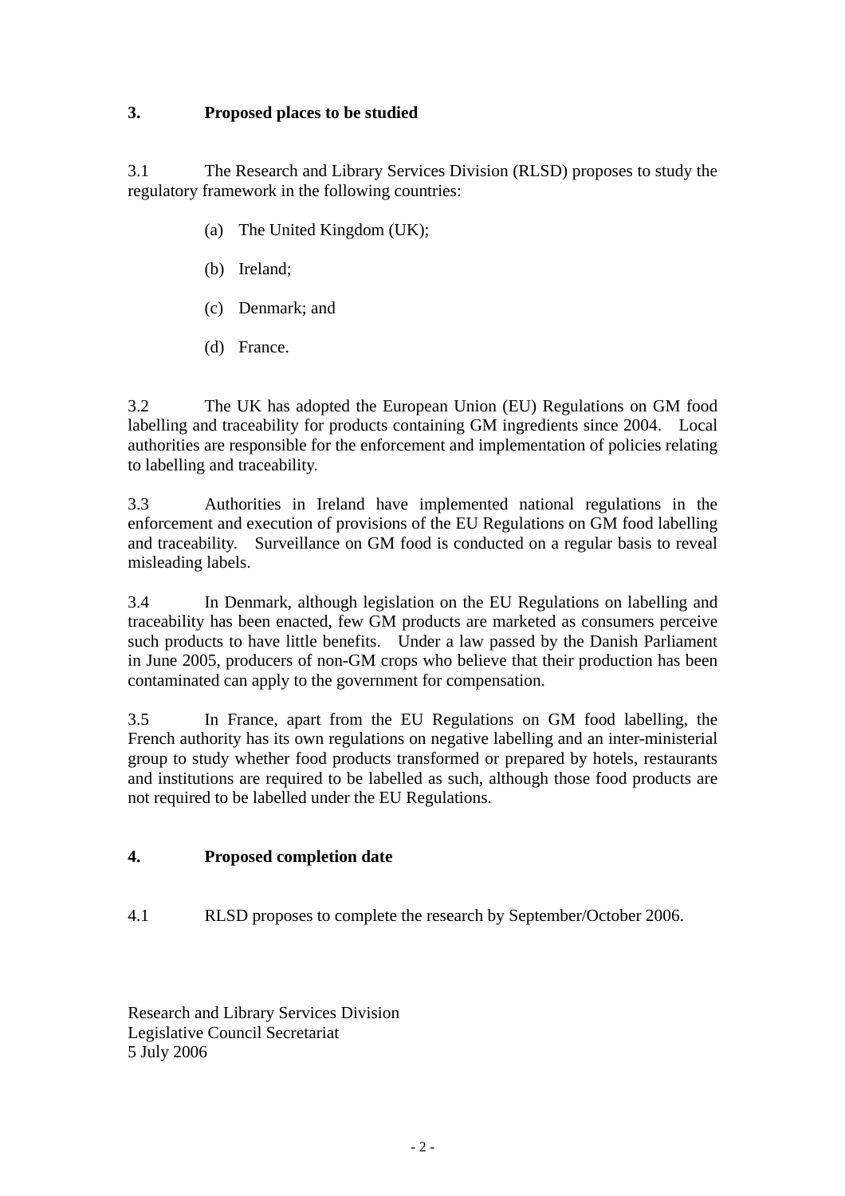## 3. Proposed places to be studied

3.1 The Research and Library Services Division (RLSD) proposes to study the regulatory framework in the following countries:

(a) The United Kingdom (UK);

(b) Ireland;

(c) Denmark; and

(d) France.

3.2 The UK has adopted the European Union (EU) Regulations on GM food labelling and traceability for products containing GM ingredients since 2004. Local authorities are responsible for the enforcement and implementation of policies relating to labelling and traceability.

3.3 Authorities in Ireland have implemented national regulations in the enforcement and execution of provisions of the EU Regulations on GM food labelling and traceability. Surveillance on GM food is conducted on a regular basis to reveal misleading labels.

3.4 In Denmark, although legislation on the EU Regulations on labelling and traceability has been enacted, few GM products are marketed as consumers perceive such products to have little benefits. Under a law passed by the Danish Parliament in June 2005, producers of non-GM crops who believe that their production has been contaminated can apply to the government for compensation.

3.5 In France, apart from the EU Regulations on GM food labelling, the French authority has its own regulations on negative labelling and an inter-ministerial group to study whether food products transformed or prepared by hotels, restaurants and institutions are required to be labelled as such, although those food products are not required to be labelled under the EU Regulations.

## 4. Proposed completion date

4.1 RLSD proposes to complete the research by September/October 2006.

Research and Library Services Division
Legislative Council Secretariat
5 July 2006